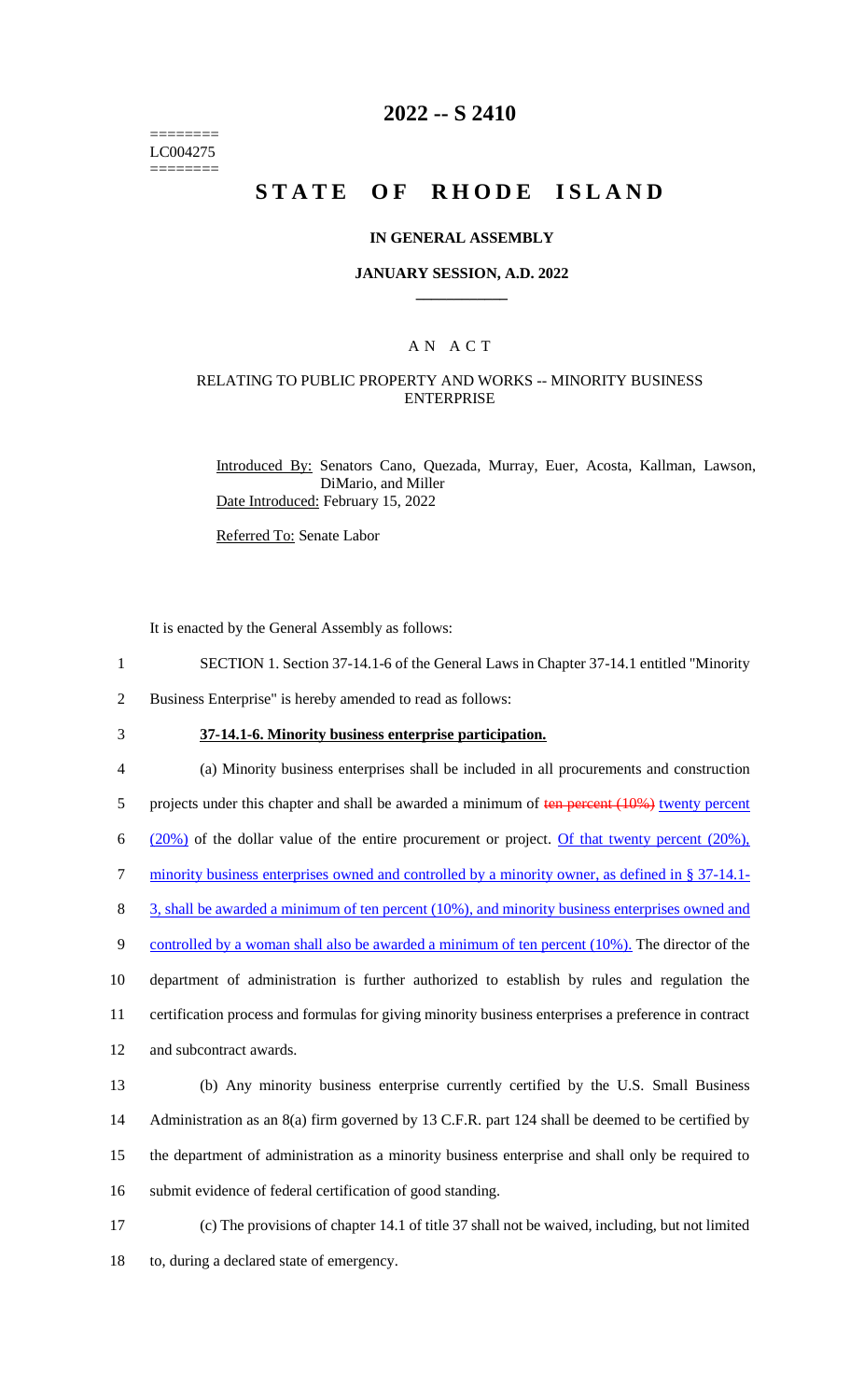========
LC004275
========

# 2022 -- S 2410

# STATE OF RHODE ISLAND

## IN GENERAL ASSEMBLY

### JANUARY SESSION, A.D. 2022

### A N A C T

#### RELATING TO PUBLIC PROPERTY AND WORKS -- MINORITY BUSINESS ENTERPRISE

Introduced By: Senators Cano, Quezada, Murray, Euer, Acosta, Kallman, Lawson, DiMario, and Miller

Date Introduced: February 15, 2022

Referred To: Senate Labor

It is enacted by the General Assembly as follows:

1 SECTION 1. Section 37-14.1-6 of the General Laws in Chapter 37-14.1 entitled "Minority
2 Business Enterprise" is hereby amended to read as follows:

3 **37-14.1-6. Minority business enterprise participation.**

4 (a) Minority business enterprises shall be included in all procurements and construction
5 projects under this chapter and shall be awarded a minimum of ~~ten percent (10%)~~ twenty percent
6 (20%) of the dollar value of the entire procurement or project. Of that twenty percent (20%),
7 minority business enterprises owned and controlled by a minority owner, as defined in § 37-14.1-
8 3, shall be awarded a minimum of ten percent (10%), and minority business enterprises owned and
9 controlled by a woman shall also be awarded a minimum of ten percent (10%). The director of the
10 department of administration is further authorized to establish by rules and regulation the
11 certification process and formulas for giving minority business enterprises a preference in contract
12 and subcontract awards.

13 (b) Any minority business enterprise currently certified by the U.S. Small Business
14 Administration as an 8(a) firm governed by 13 C.F.R. part 124 shall be deemed to be certified by
15 the department of administration as a minority business enterprise and shall only be required to
16 submit evidence of federal certification of good standing.

17 (c) The provisions of chapter 14.1 of title 37 shall not be waived, including, but not limited
18 to, during a declared state of emergency.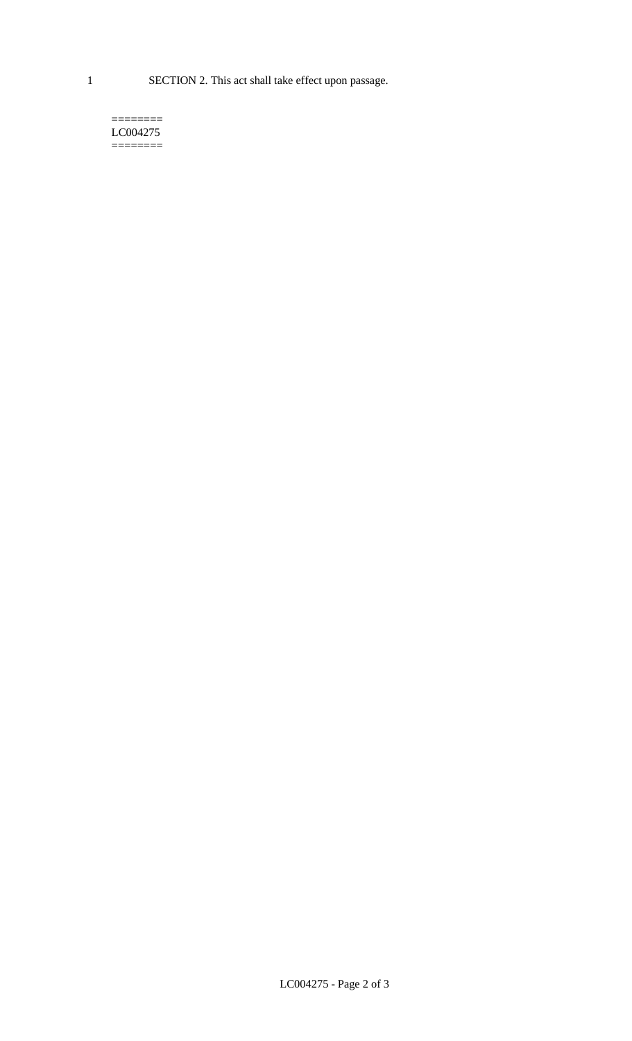SECTION 2. This act shall take effect upon passage.

========
LC004275
========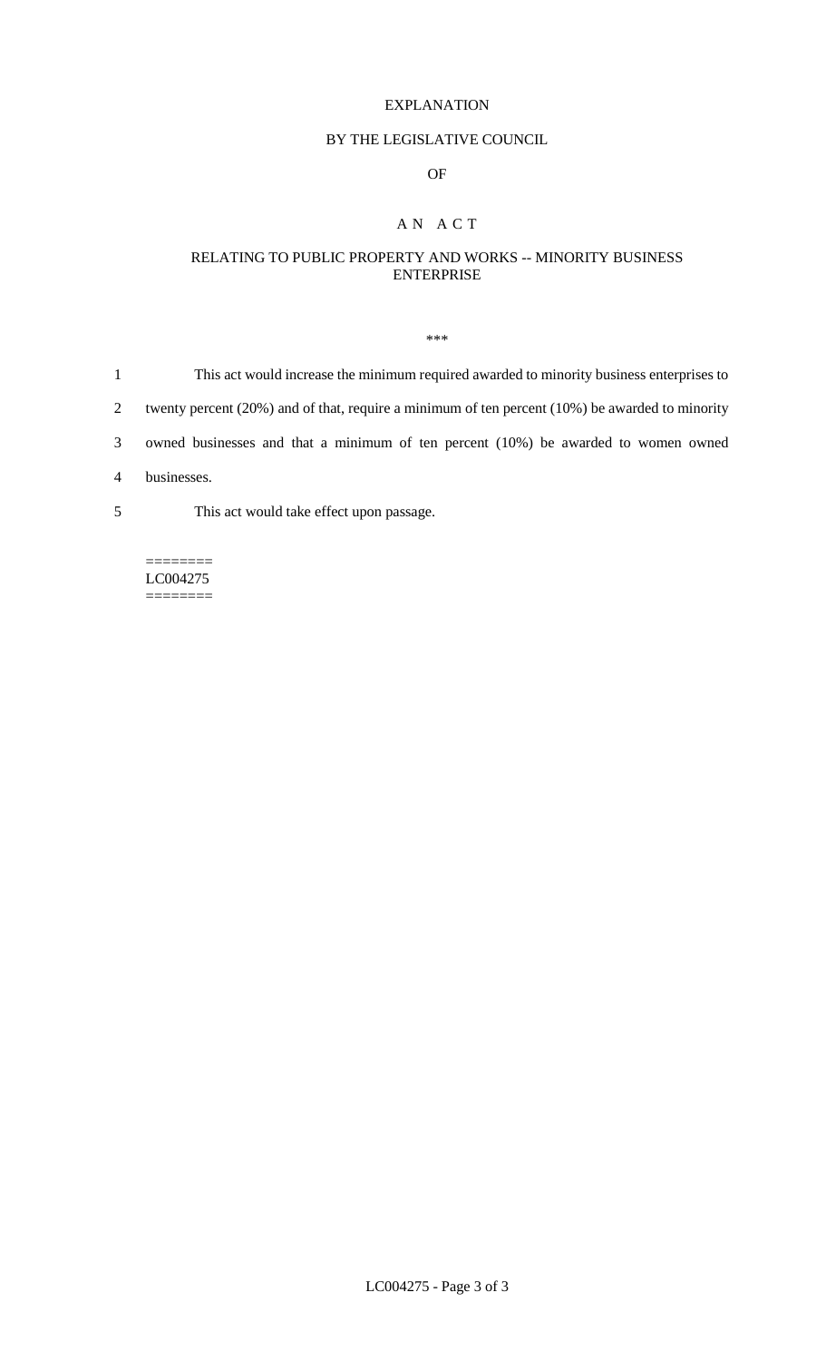EXPLANATION

BY THE LEGISLATIVE COUNCIL

OF

# A N A C T

## RELATING TO PUBLIC PROPERTY AND WORKS -- MINORITY BUSINESS ENTERPRISE

\*\*\*

1 This act would increase the minimum required awarded to minority business enterprises to
2 twenty percent (20%) and of that, require a minimum of ten percent (10%) be awarded to minority
3 owned businesses and that a minimum of ten percent (10%) be awarded to women owned
4 businesses.

5 This act would take effect upon passage.

========
LC004275
========